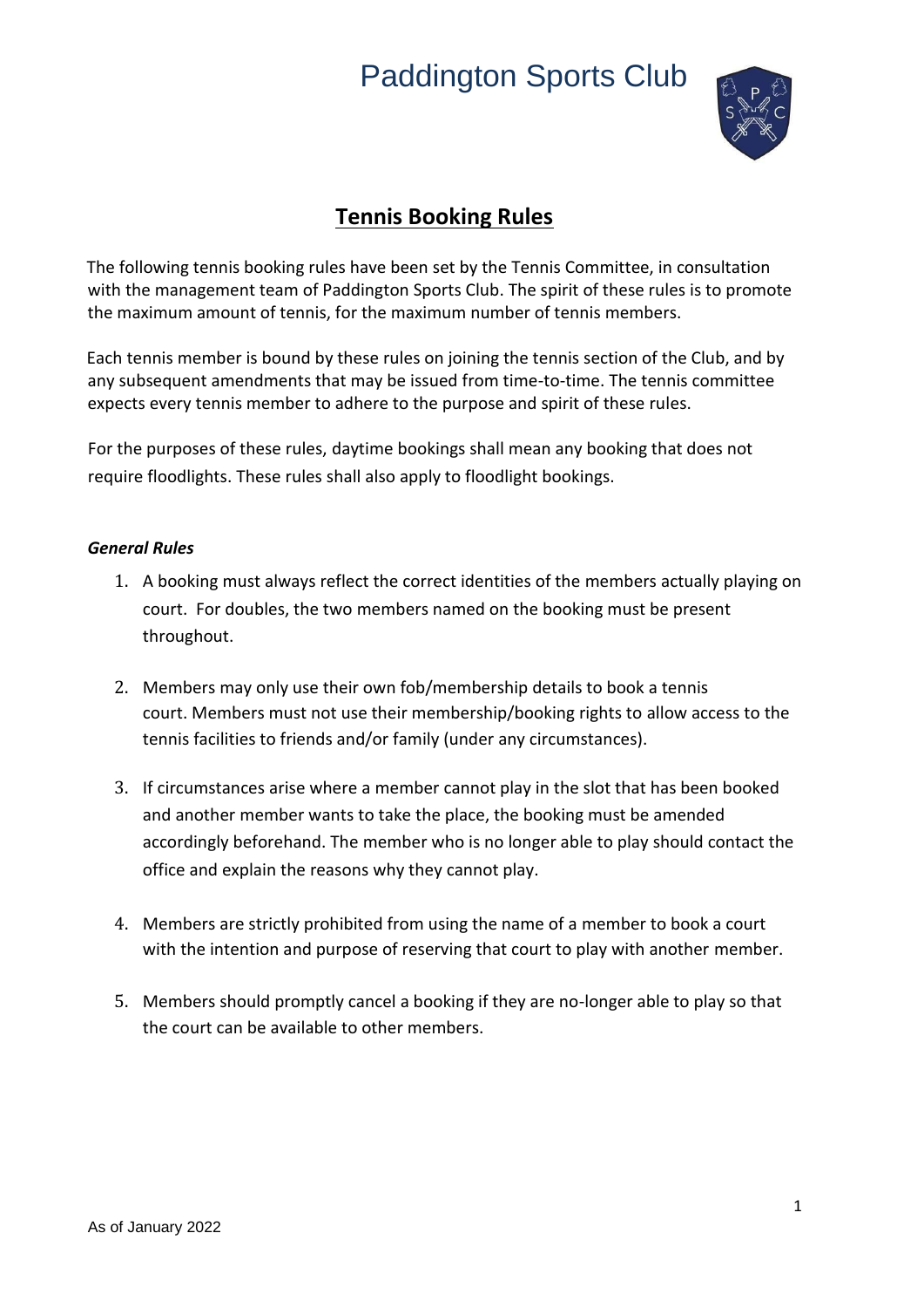# Paddington Sports Club

## Tennis Booking Rules

The following tennis booking rules have been set by the Tennis Committee, in consultation with the management team of Paddington Sports Club. The spirit of these rules is to promote the maximum amount of tennis, for the maximum number of tennis members.

Each tennis member is bound by these rules on joining the tennis section of the Club, and by any subsequent amendments that may be issued from time-to-time. The tennis committee expects every tennis member to adhere to the purpose and spirit of these rules.

For the purposes of these rules, daytime bookings shall mean any booking that does not require floodlights. These rules shall also apply to floodlight bookings.

### *General Rules*

1. A booking must always reflect the correct identities of the members actually playing on court. For doubles, the two members named on the booking must be present throughout.

2. Members may only use their own fob/membership details to book a tennis court. Members must not use their membership/booking rights to allow access to the tennis facilities to friends and/or family (under any circumstances).

3. If circumstances arise where a member cannot play in the slot that has been booked and another member wants to take the place, the booking must be amended accordingly beforehand. The member who is no longer able to play should contact the office and explain the reasons why they cannot play.

4. Members are strictly prohibited from using the name of a member to book a court with the intention and purpose of reserving that court to play with another member.

5. Members should promptly cancel a booking if they are no-longer able to play so that the court can be available to other members.

As of January 2022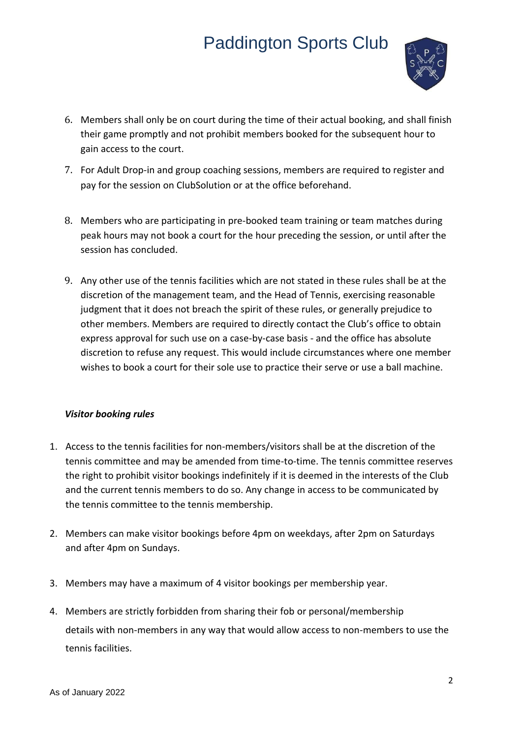6. Members shall only be on court during the time of their actual booking, and shall finish their game promptly and not prohibit members booked for the subsequent hour to gain access to the court.

7. For Adult Drop-in and group coaching sessions, members are required to register and pay for the session on ClubSolution or at the office beforehand.

8. Members who are participating in pre-booked team training or team matches during peak hours may not book a court for the hour preceding the session, or until after the session has concluded.

9. Any other use of the tennis facilities which are not stated in these rules shall be at the discretion of the management team, and the Head of Tennis, exercising reasonable judgment that it does not breach the spirit of these rules, or generally prejudice to other members. Members are required to directly contact the Club's office to obtain express approval for such use on a case-by-case basis - and the office has absolute discretion to refuse any request. This would include circumstances where one member wishes to book a court for their sole use to practice their serve or use a ball machine.

***Visitor booking rules***

1. Access to the tennis facilities for non-members/visitors shall be at the discretion of the tennis committee and may be amended from time-to-time. The tennis committee reserves the right to prohibit visitor bookings indefinitely if it is deemed in the interests of the Club and the current tennis members to do so. Any change in access to be communicated by the tennis committee to the tennis membership.

2. Members can make visitor bookings before 4pm on weekdays, after 2pm on Saturdays and after 4pm on Sundays.

3. Members may have a maximum of 4 visitor bookings per membership year.

4. Members are strictly forbidden from sharing their fob or personal/membership details with non-members in any way that would allow access to non-members to use the tennis facilities.

As of January 2022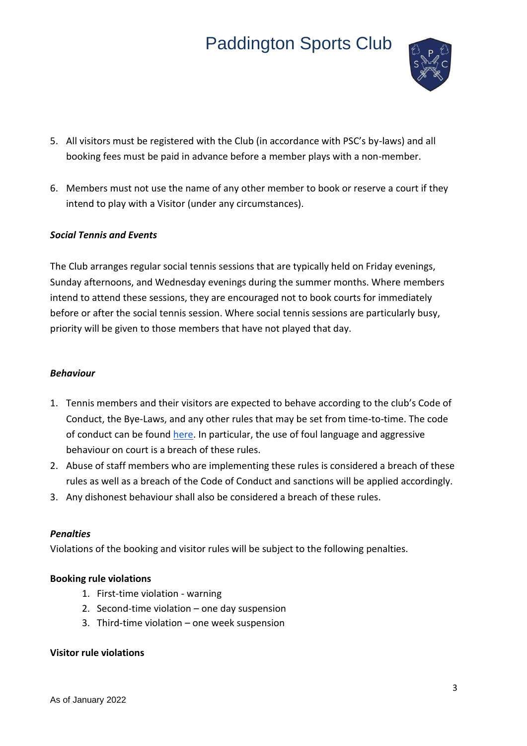5. All visitors must be registered with the Club (in accordance with PSC's by-laws) and all booking fees must be paid in advance before a member plays with a non-member.

6. Members must not use the name of any other member to book or reserve a court if they intend to play with a Visitor (under any circumstances).

***Social Tennis and Events***

The Club arranges regular social tennis sessions that are typically held on Friday evenings, Sunday afternoons, and Wednesday evenings during the summer months. Where members intend to attend these sessions, they are encouraged not to book courts for immediately before or after the social tennis session. Where social tennis sessions are particularly busy, priority will be given to those members that have not played that day.

***Behaviour***

1. Tennis members and their visitors are expected to behave according to the club's Code of Conduct, the Bye-Laws, and any other rules that may be set from time-to-time. The code of conduct can be found here. In particular, the use of foul language and aggressive behaviour on court is a breach of these rules.
2. Abuse of staff members who are implementing these rules is considered a breach of these rules as well as a breach of the Code of Conduct and sanctions will be applied accordingly.
3. Any dishonest behaviour shall also be considered a breach of these rules.

***Penalties***

Violations of the booking and visitor rules will be subject to the following penalties.

**Booking rule violations**

1. First-time violation - warning
2. Second-time violation – one day suspension
3. Third-time violation – one week suspension

**Visitor rule violations**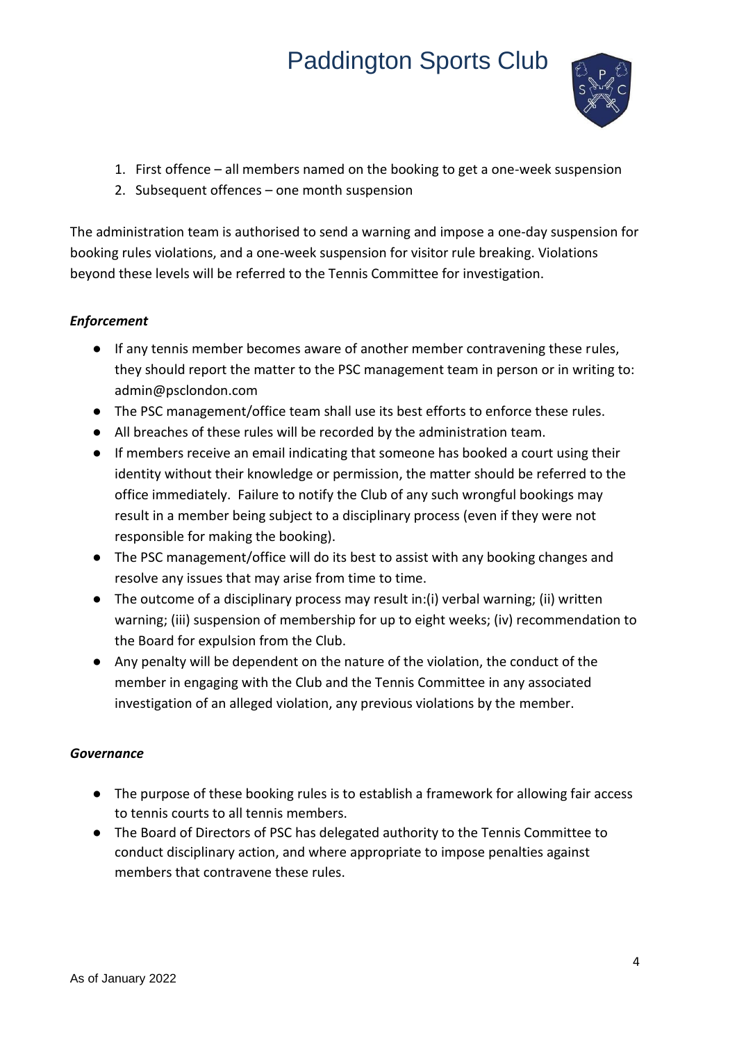1. First offence – all members named on the booking to get a one-week suspension
2. Subsequent offences – one month suspension

The administration team is authorised to send a warning and impose a one-day suspension for booking rules violations, and a one-week suspension for visitor rule breaking. Violations beyond these levels will be referred to the Tennis Committee for investigation.

***Enforcement***

- If any tennis member becomes aware of another member contravening these rules, they should report the matter to the PSC management team in person or in writing to: admin@psclondon.com
- The PSC management/office team shall use its best efforts to enforce these rules.
- All breaches of these rules will be recorded by the administration team.
- If members receive an email indicating that someone has booked a court using their identity without their knowledge or permission, the matter should be referred to the office immediately. Failure to notify the Club of any such wrongful bookings may result in a member being subject to a disciplinary process (even if they were not responsible for making the booking).
- The PSC management/office will do its best to assist with any booking changes and resolve any issues that may arise from time to time.
- The outcome of a disciplinary process may result in:(i) verbal warning; (ii) written warning; (iii) suspension of membership for up to eight weeks; (iv) recommendation to the Board for expulsion from the Club.
- Any penalty will be dependent on the nature of the violation, the conduct of the member in engaging with the Club and the Tennis Committee in any associated investigation of an alleged violation, any previous violations by the member.

***Governance***

- The purpose of these booking rules is to establish a framework for allowing fair access to tennis courts to all tennis members.
- The Board of Directors of PSC has delegated authority to the Tennis Committee to conduct disciplinary action, and where appropriate to impose penalties against members that contravene these rules.